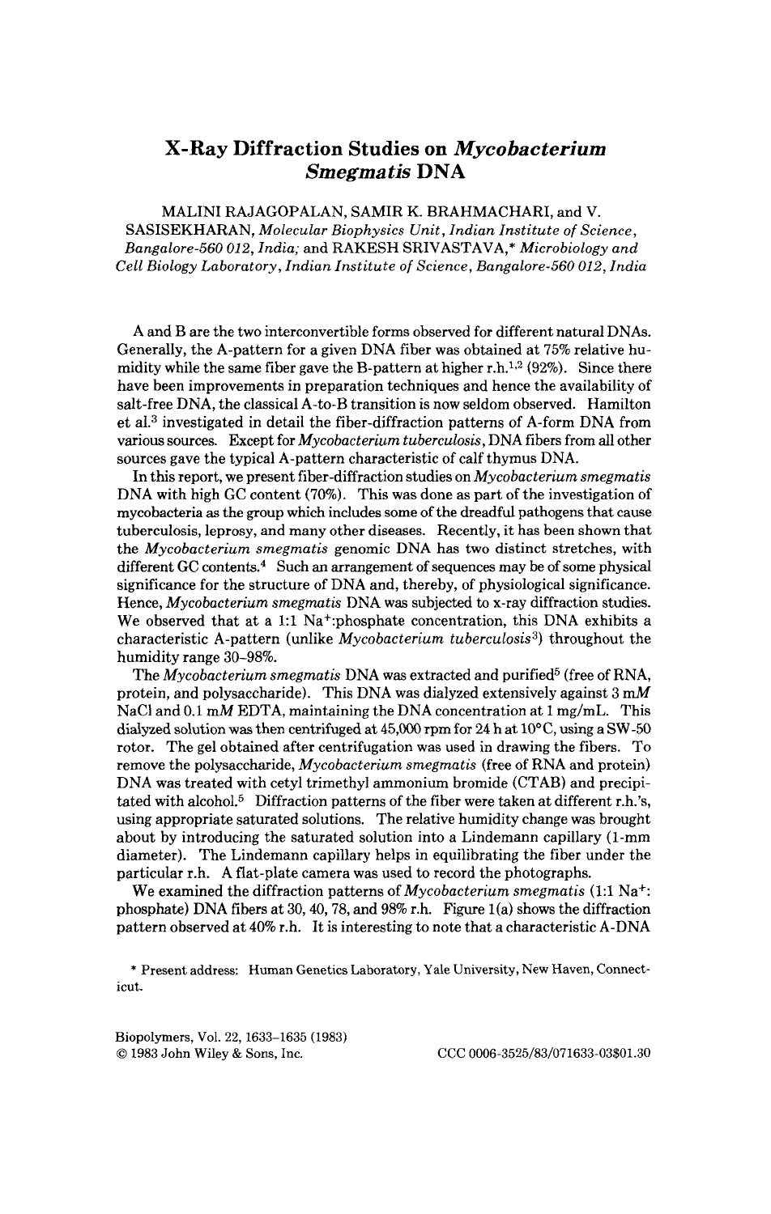# X-Ray Diffraction Studies on *Mycobacterium Smegmatis* DNA

MALINI RAJAGOPALAN, SAMIR K. BRAHMACHARI, and V. SASISEKHARAN, *Molecular Biophysics Unit, Indian Institute of Science, Bangalore-560 012, India;* and RAKESH SRIVASTAVA,* *Microbiology and Cell Biology Laboratory, Indian Institute of Science, Bangalore-560 012, India*

A and B are the two interconvertible forms observed for different natural DNAs. Generally, the A-pattern for a given DNA fiber was obtained at 75% relative humidity while the same fiber gave the B-pattern at higher r.h.[1,2] (92%). Since there have been improvements in preparation techniques and hence the availability of salt-free DNA, the classical A-to-B transition is now seldom observed. Hamilton et al.[3] investigated in detail the fiber-diffraction patterns of A-form DNA from various sources. Except for *Mycobacterium tuberculosis*, DNA fibers from all other sources gave the typical A-pattern characteristic of calf thymus DNA.

In this report, we present fiber-diffraction studies on *Mycobacterium smegmatis* DNA with high GC content (70%). This was done as part of the investigation of mycobacteria as the group which includes some of the dreadful pathogens that cause tuberculosis, leprosy, and many other diseases. Recently, it has been shown that the *Mycobacterium smegmatis* genomic DNA has two distinct stretches, with different GC contents.[4] Such an arrangement of sequences may be of some physical significance for the structure of DNA and, thereby, of physiological significance. Hence, *Mycobacterium smegmatis* DNA was subjected to x-ray diffraction studies. We observed that at a 1:1 $Na^+$:phosphate concentration, this DNA exhibits a characteristic A-pattern (unlike *Mycobacterium tuberculosis*[3]) throughout the humidity range 30–98%.

The *Mycobacterium smegmatis* DNA was extracted and purified[5] (free of RNA, protein, and polysaccharide). This DNA was dialyzed extensively against 3 m*M* NaCl and 0.1 m*M* EDTA, maintaining the DNA concentration at 1 mg/mL. This dialyzed solution was then centrifuged at 45,000 rpm for 24 h at 10°C, using a SW-50 rotor. The gel obtained after centrifugation was used in drawing the fibers. To remove the polysaccharide, *Mycobacterium smegmatis* (free of RNA and protein) DNA was treated with cetyl trimethyl ammonium bromide (CTAB) and precipitated with alcohol.[5] Diffraction patterns of the fiber were taken at different r.h.'s, using appropriate saturated solutions. The relative humidity change was brought about by introducing the saturated solution into a Lindemann capillary (1-mm diameter). The Lindemann capillary helps in equilibrating the fiber under the particular r.h. A flat-plate camera was used to record the photographs.

We examined the diffraction patterns of *Mycobacterium smegmatis* (1:1 $Na^+$: phosphate) DNA fibers at 30, 40, 78, and 98% r.h. Figure 1(a) shows the diffraction pattern observed at 40% r.h. It is interesting to note that a characteristic A-DNA

\* Present address: Human Genetics Laboratory, Yale University, New Haven, Connecticut.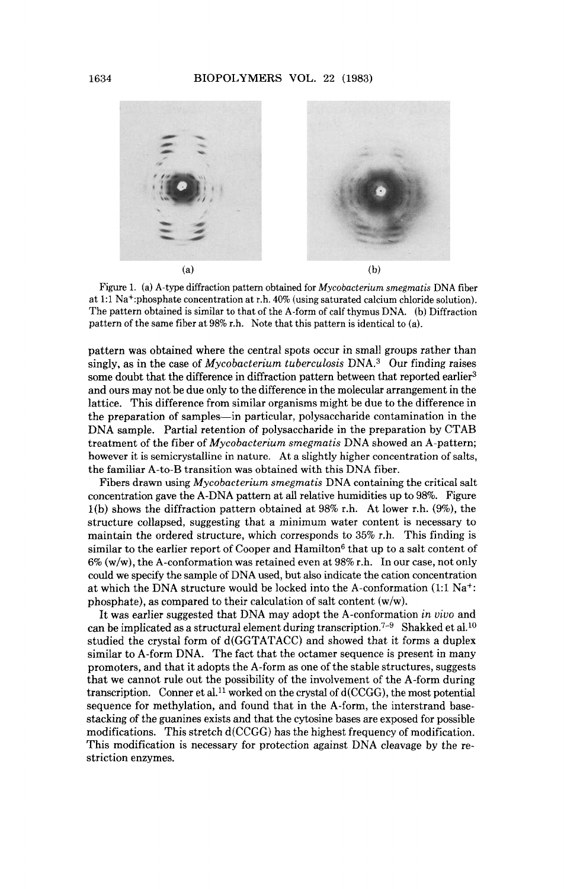(a) (b)

Figure 1. (a) A-type diffraction pattern obtained for *Mycobacterium smegmatis* DNA fiber at 1:1 $Na^+$:phosphate concentration at r.h. 40% (using saturated calcium chloride solution). The pattern obtained is similar to that of the A-form of calf thymus DNA. (b) Diffraction pattern of the same fiber at 98% r.h. Note that this pattern is identical to (a).

pattern was obtained where the central spots occur in small groups rather than singly, as in the case of *Mycobacterium tuberculosis* DNA.[3] Our finding raises some doubt that the difference in diffraction pattern between that reported earlier[3] and ours may not be due only to the difference in the molecular arrangement in the lattice. This difference from similar organisms might be due to the difference in the preparation of samples—in particular, polysaccharide contamination in the DNA sample. Partial retention of polysaccharide in the preparation by CTAB treatment of the fiber of *Mycobacterium smegmatis* DNA showed an A-pattern; however it is semicrystalline in nature. At a slightly higher concentration of salts, the familiar A-to-B transition was obtained with this DNA fiber.

Fibers drawn using *Mycobacterium smegmatis* DNA containing the critical salt concentration gave the A-DNA pattern at all relative humidities up to 98%. Figure 1(b) shows the diffraction pattern obtained at 98% r.h. At lower r.h. (9%), the structure collapsed, suggesting that a minimum water content is necessary to maintain the ordered structure, which corresponds to 35% r.h. This finding is similar to the earlier report of Cooper and Hamilton[6] that up to a salt content of 6% (w/w), the A-conformation was retained even at 98% r.h. In our case, not only could we specify the sample of DNA used, but also indicate the cation concentration at which the DNA structure would be locked into the A-conformation (1:1 $Na^+$: phosphate), as compared to their calculation of salt content (w/w).

It was earlier suggested that DNA may adopt the A-conformation *in vivo* and can be implicated as a structural element during transcription.[7–9] Shakked et al.[10] studied the crystal form of d(GGTATACC) and showed that it forms a duplex similar to A-form DNA. The fact that the octamer sequence is present in many promoters, and that it adopts the A-form as one of the stable structures, suggests that we cannot rule out the possibility of the involvement of the A-form during transcription. Conner et al.[11] worked on the crystal of d(CCGG), the most potential sequence for methylation, and found that in the A-form, the interstrand base-stacking of the guanines exists and that the cytosine bases are exposed for possible modifications. This stretch d(CCGG) has the highest frequency of modification. This modification is necessary for protection against DNA cleavage by the restriction enzymes.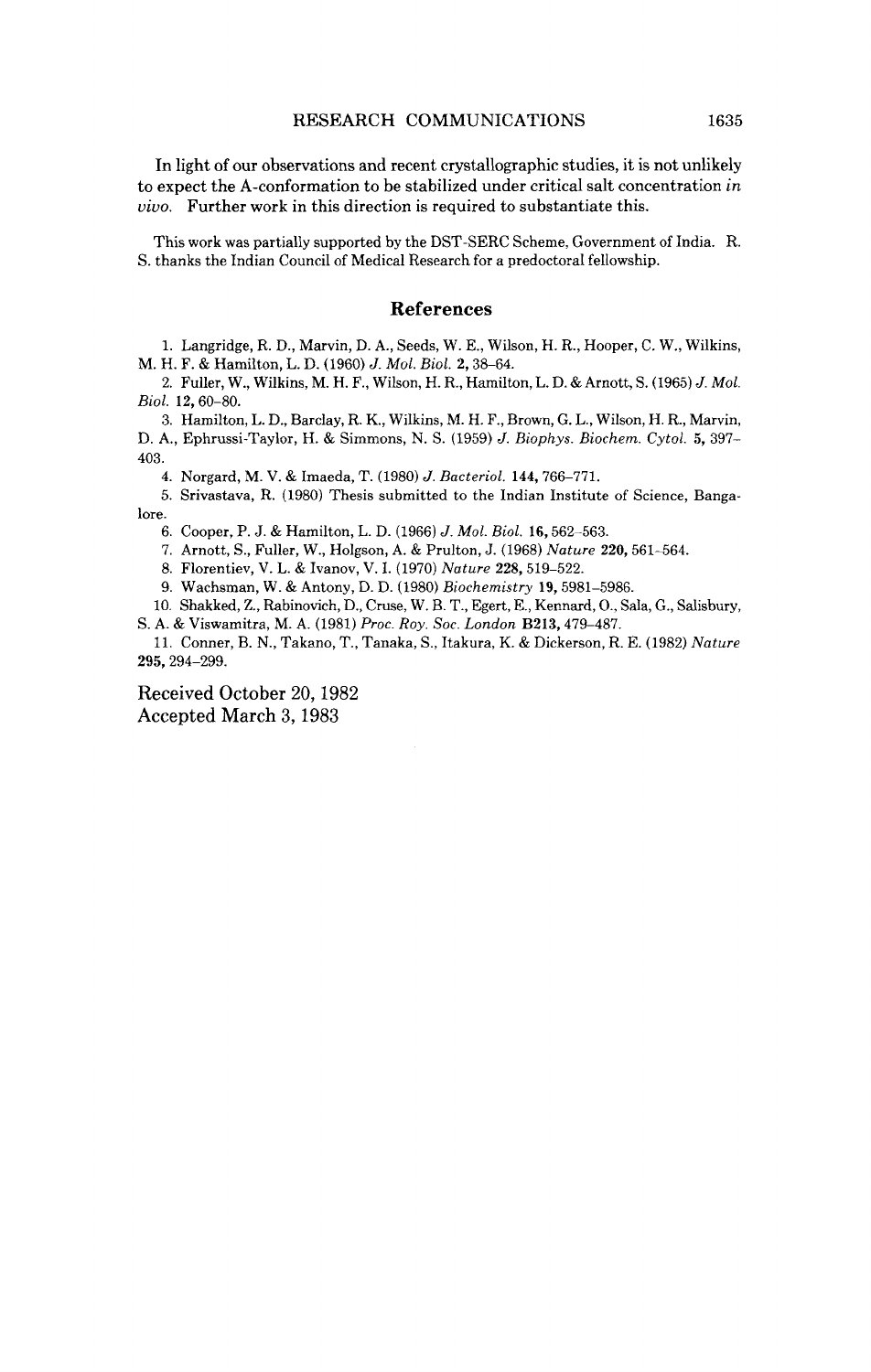In light of our observations and recent crystallographic studies, it is not unlikely to expect the A-conformation to be stabilized under critical salt concentration *in vivo*. Further work in this direction is required to substantiate this.

This work was partially supported by the DST-SERC Scheme, Government of India. R. S. thanks the Indian Council of Medical Research for a predoctoral fellowship.

## References

1. Langridge, R. D., Marvin, D. A., Seeds, W. E., Wilson, H. R., Hooper, C. W., Wilkins, M. H. F. & Hamilton, L. D. (1960) *J. Mol. Biol.* **2**, 38–64.
2. Fuller, W., Wilkins, M. H. F., Wilson, H. R., Hamilton, L. D. & Arnott, S. (1965) *J. Mol. Biol.* **12**, 60–80.
3. Hamilton, L. D., Barclay, R. K., Wilkins, M. H. F., Brown, G. L., Wilson, H. R., Marvin, D. A., Ephrussi-Taylor, H. & Simmons, N. S. (1959) *J. Biophys. Biochem. Cytol.* **5**, 397–403.
4. Norgard, M. V. & Imaeda, T. (1980) *J. Bacteriol.* **144**, 766–771.
5. Srivastava, R. (1980) Thesis submitted to the Indian Institute of Science, Bangalore.
6. Cooper, P. J. & Hamilton, L. D. (1966) *J. Mol. Biol.* **16**, 562–563.
7. Arnott, S., Fuller, W., Holgson, A. & Prulton, J. (1968) *Nature* **220**, 561–564.
8. Florentiev, V. L. & Ivanov, V. I. (1970) *Nature* **228**, 519–522.
9. Wachsman, W. & Antony, D. D. (1980) *Biochemistry* **19**, 5981–5986.
10. Shakked, Z., Rabinovich, D., Cruse, W. B. T., Egert, E., Kennard, O., Sala, G., Salisbury, S. A. & Viswamitra, M. A. (1981) *Proc. Roy. Soc. London* **B213**, 479–487.
11. Conner, B. N., Takano, T., Tanaka, S., Itakura, K. & Dickerson, R. E. (1982) *Nature* **295**, 294–299.

Received October 20, 1982
Accepted March 3, 1983